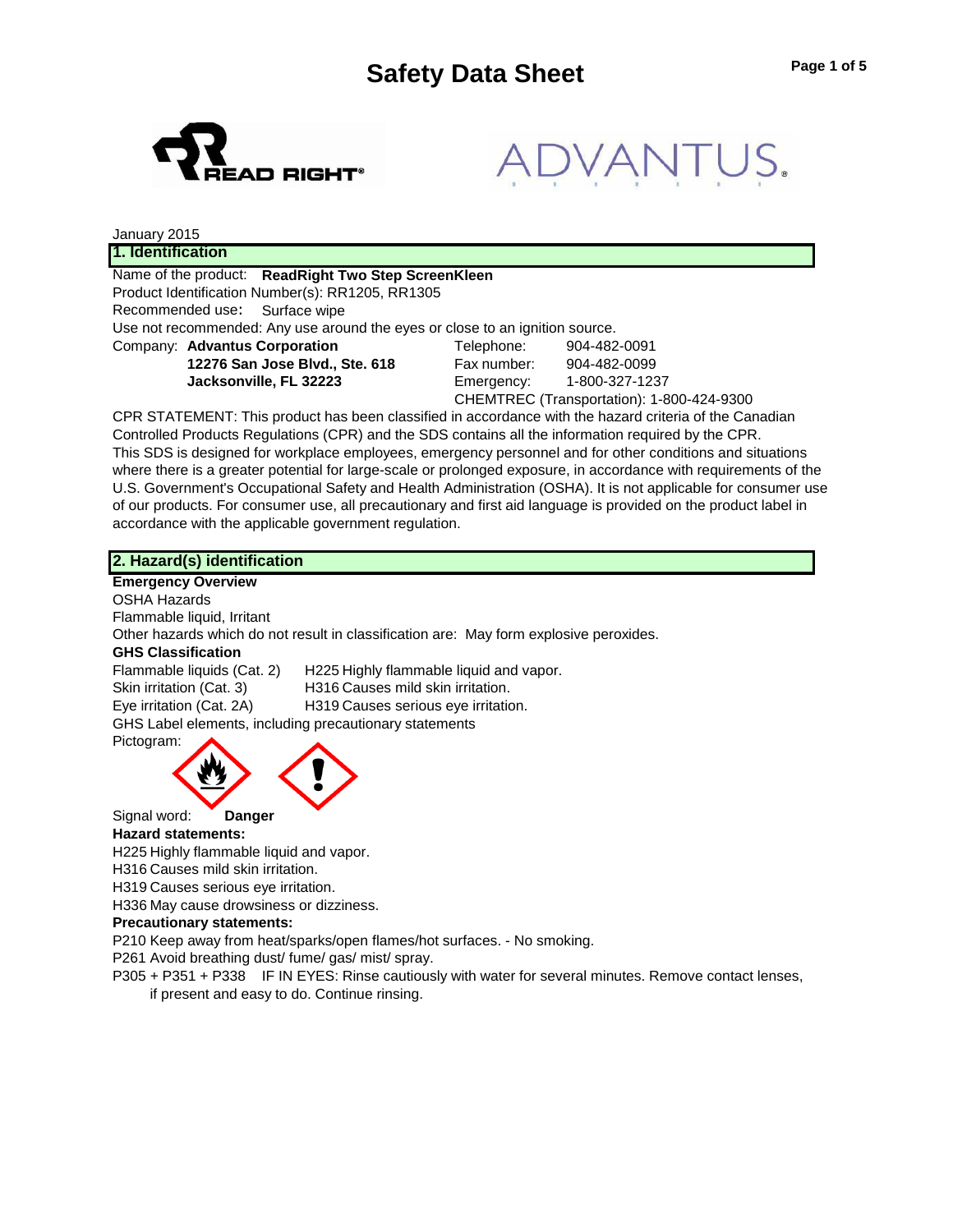# Safety Data Sheet

January 2015

## 1. Identification

Name of the product: **ReadRight Two Step ScreenKleen**

Product Identification Number(s): RR1205, RR1305

Recommended use: Surface wipe

Use not recommended: Any use around the eyes or close to an ignition source.

Company: **Advantus Corporation**
**12276 San Jose Blvd., Ste. 618**
**Jacksonville, FL 32223**

Telephone: 904-482-0091
Fax number: 904-482-0099
Emergency: 1-800-327-1237
CHEMTREC (Transportation): 1-800-424-9300

CPR STATEMENT: This product has been classified in accordance with the hazard criteria of the Canadian Controlled Products Regulations (CPR) and the SDS contains all the information required by the CPR. This SDS is designed for workplace employees, emergency personnel and for other conditions and situations where there is a greater potential for large-scale or prolonged exposure, in accordance with requirements of the U.S. Government's Occupational Safety and Health Administration (OSHA). It is not applicable for consumer use of our products. For consumer use, all precautionary and first aid language is provided on the product label in accordance with the applicable government regulation.

## 2. Hazard(s) identification

**Emergency Overview**

OSHA Hazards

Flammable liquid, Irritant

Other hazards which do not result in classification are: May form explosive peroxides.

**GHS Classification**

| | |
|---|---|
| Flammable liquids (Cat. 2) | H225 Highly flammable liquid and vapor. |
| Skin irritation (Cat. 3) | H316 Causes mild skin irritation. |
| Eye irritation (Cat. 2A) | H319 Causes serious eye irritation. |

GHS Label elements, including precautionary statements

Pictogram:

Signal word: **Danger**

**Hazard statements:**

H225 Highly flammable liquid and vapor.
H316 Causes mild skin irritation.
H319 Causes serious eye irritation.
H336 May cause drowsiness or dizziness.

**Precautionary statements:**

P210 Keep away from heat/sparks/open flames/hot surfaces. - No smoking.
P261 Avoid breathing dust/ fume/ gas/ mist/ spray.
P305 + P351 + P338 IF IN EYES: Rinse cautiously with water for several minutes. Remove contact lenses, if present and easy to do. Continue rinsing.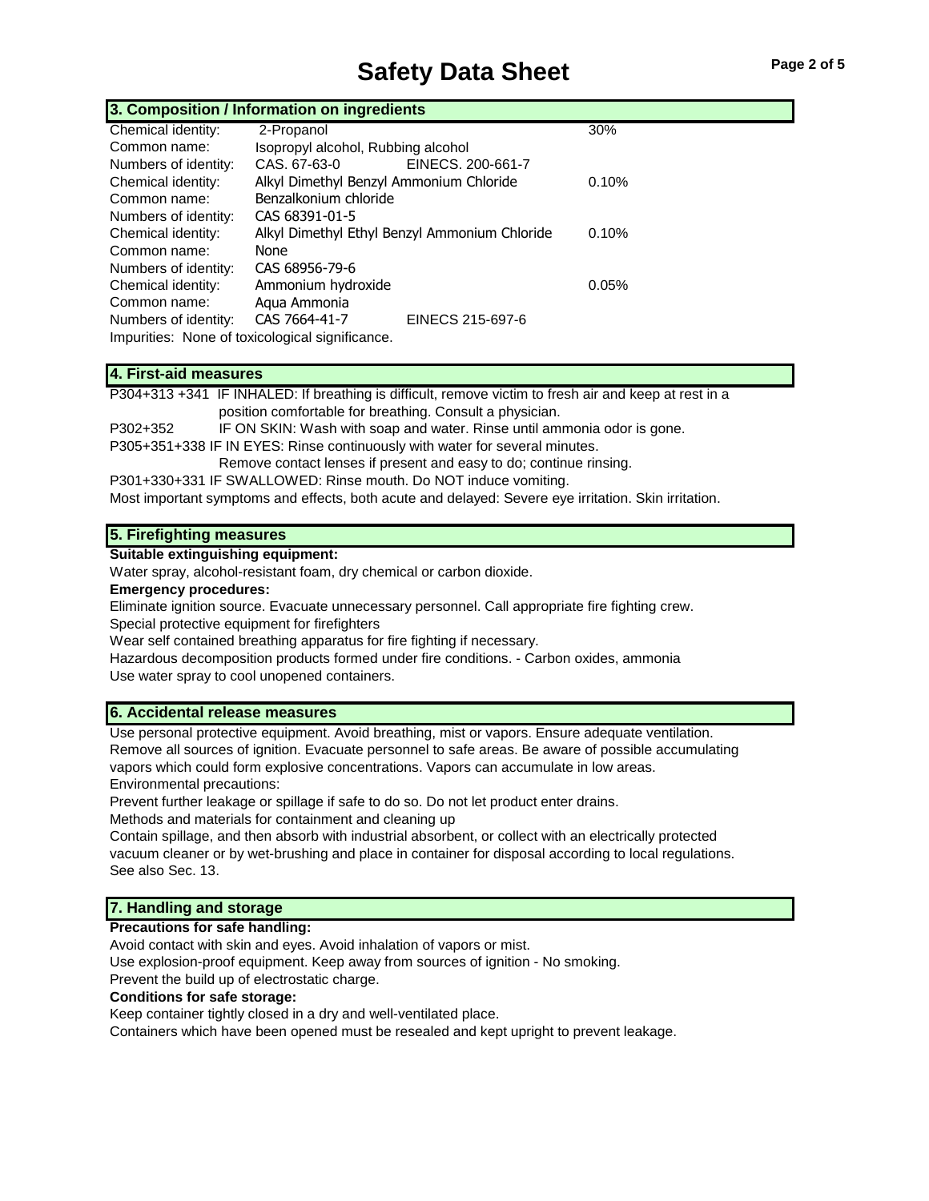# Safety Data Sheet

## 3. Composition / Information on ingredients

| | | | |
|---|---|---|---|
| Chemical identity: | 2-Propanol | | 30% |
| Common name: | Isopropyl alcohol, Rubbing alcohol | | |
| Numbers of identity: | CAS. 67-63-0 | EINECS. 200-661-7 | |
| Chemical identity: | Alkyl Dimethyl Benzyl Ammonium Chloride | | 0.10% |
| Common name: | Benzalkonium chloride | | |
| Numbers of identity: | CAS 68391-01-5 | | |
| Chemical identity: | Alkyl Dimethyl Ethyl Benzyl Ammonium Chloride | | 0.10% |
| Common name: | None | | |
| Numbers of identity: | CAS 68956-79-6 | | |
| Chemical identity: | Ammonium hydroxide | | 0.05% |
| Common name: | Aqua Ammonia | | |
| Numbers of identity: | CAS 7664-41-7 | EINECS 215-697-6 | |

Impurities: None of toxicological significance.

## 4. First-aid measures

P304+313 +341 IF INHALED: If breathing is difficult, remove victim to fresh air and keep at rest in a position comfortable for breathing. Consult a physician.

P302+352 IF ON SKIN: Wash with soap and water. Rinse until ammonia odor is gone.

P305+351+338 IF IN EYES: Rinse continuously with water for several minutes. Remove contact lenses if present and easy to do; continue rinsing.

P301+330+331 IF SWALLOWED: Rinse mouth. Do NOT induce vomiting.

Most important symptoms and effects, both acute and delayed: Severe eye irritation. Skin irritation.

## 5. Firefighting measures

**Suitable extinguishing equipment:**

Water spray, alcohol-resistant foam, dry chemical or carbon dioxide.

**Emergency procedures:**

Eliminate ignition source. Evacuate unnecessary personnel. Call appropriate fire fighting crew.

Special protective equipment for firefighters

Wear self contained breathing apparatus for fire fighting if necessary.

Hazardous decomposition products formed under fire conditions. - Carbon oxides, ammonia

Use water spray to cool unopened containers.

## 6. Accidental release measures

Use personal protective equipment. Avoid breathing, mist or vapors. Ensure adequate ventilation. Remove all sources of ignition. Evacuate personnel to safe areas. Be aware of possible accumulating vapors which could form explosive concentrations. Vapors can accumulate in low areas.

Environmental precautions:

Prevent further leakage or spillage if safe to do so. Do not let product enter drains.

Methods and materials for containment and cleaning up

Contain spillage, and then absorb with industrial absorbent, or collect with an electrically protected vacuum cleaner or by wet-brushing and place in container for disposal according to local regulations. See also Sec. 13.

## 7. Handling and storage

**Precautions for safe handling:**

Avoid contact with skin and eyes. Avoid inhalation of vapors or mist.

Use explosion-proof equipment. Keep away from sources of ignition - No smoking.

Prevent the build up of electrostatic charge.

**Conditions for safe storage:**

Keep container tightly closed in a dry and well-ventilated place.

Containers which have been opened must be resealed and kept upright to prevent leakage.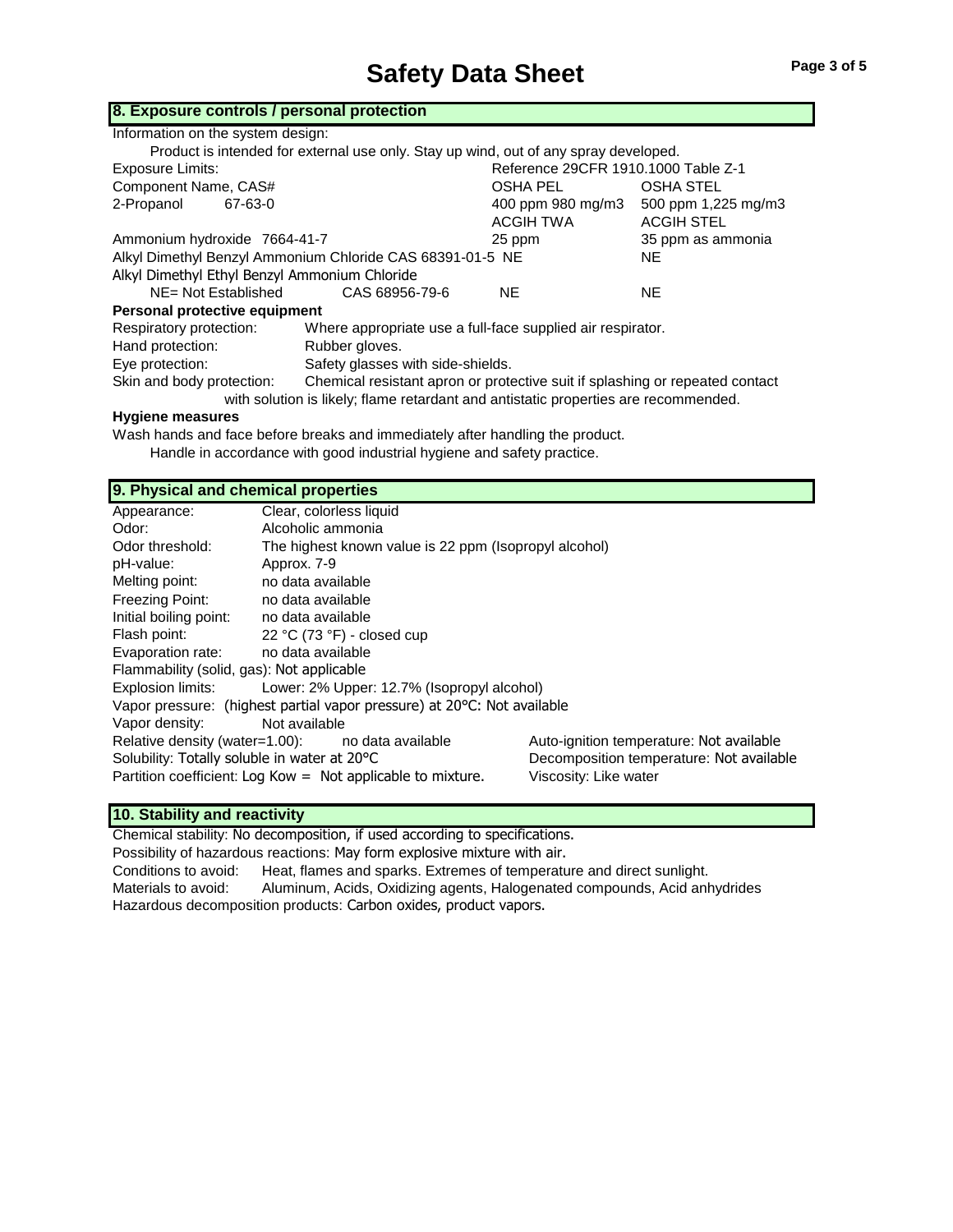## 8. Exposure controls / personal protection

Information on the system design:

Product is intended for external use only. Stay up wind, out of any spray developed.

Exposure Limits: Reference 29CFR 1910.1000 Table Z-1

| Component Name, CAS# | | OSHA PEL | OSHA STEL |
|---|---|---|---|
| 2-Propanol | 67-63-0 | 400 ppm 980 mg/m3 | 500 ppm 1,225 mg/m3 |
| | | ACGIH TWA | ACGIH STEL |
| Ammonium hydroxide 7664-41-7 | | 25 ppm | 35 ppm as ammonia |
| Alkyl Dimethyl Benzyl Ammonium Chloride CAS 68391-01-5 | | NE | NE |
| Alkyl Dimethyl Ethyl Benzyl Ammonium Chloride | CAS 68956-79-6 | NE | NE |

NE= Not Established

**Personal protective equipment**

Respiratory protection: Where appropriate use a full-face supplied air respirator.

Hand protection: Rubber gloves.

Eye protection: Safety glasses with side-shields.

Skin and body protection: Chemical resistant apron or protective suit if splashing or repeated contact with solution is likely; flame retardant and antistatic properties are recommended.

**Hygiene measures**

Wash hands and face before breaks and immediately after handling the product.

Handle in accordance with good industrial hygiene and safety practice.

## 9. Physical and chemical properties

Appearance: Clear, colorless liquid

Odor: Alcoholic ammonia

Odor threshold: The highest known value is 22 ppm (Isopropyl alcohol)

pH-value: Approx. 7-9

Melting point: no data available

Freezing Point: no data available

Initial boiling point: no data available

Flash point: 22 °C (73 °F) - closed cup

Evaporation rate: no data available

Flammability (solid, gas): Not applicable

Explosion limits: Lower: 2% Upper: 12.7% (Isopropyl alcohol)

Vapor pressure: (highest partial vapor pressure) at 20°C: Not available

Vapor density: Not available

Relative density (water=1.00): no data available

Auto-ignition temperature: Not available

Solubility: Totally soluble in water at 20°C

Decomposition temperature: Not available

Partition coefficient: Log Kow = Not applicable to mixture.

Viscosity: Like water

## 10. Stability and reactivity

Chemical stability: No decomposition, if used according to specifications.

Possibility of hazardous reactions: May form explosive mixture with air.

Conditions to avoid: Heat, flames and sparks. Extremes of temperature and direct sunlight.

Materials to avoid: Aluminum, Acids, Oxidizing agents, Halogenated compounds, Acid anhydrides

Hazardous decomposition products: Carbon oxides, product vapors.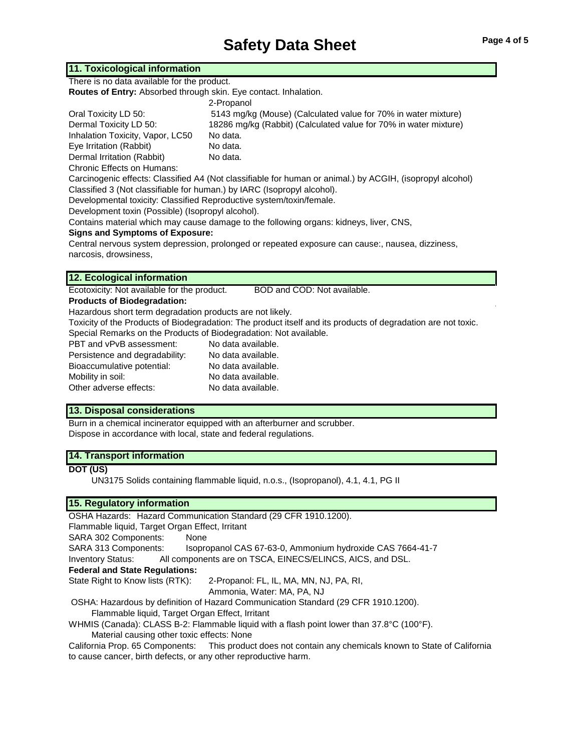## 11. Toxicological information

There is no data available for the product.

**Routes of Entry:** Absorbed through skin. Eye contact. Inhalation.

| | 2-Propanol |
|---|---|
| Oral Toxicity LD 50: | 5143 mg/kg (Mouse) (Calculated value for 70% in water mixture) |
| Dermal Toxicity LD 50: | 18286 mg/kg (Rabbit) (Calculated value for 70% in water mixture) |
| Inhalation Toxicity, Vapor, LC50 | No data. |
| Eye Irritation (Rabbit) | No data. |
| Dermal Irritation (Rabbit) | No data. |

Chronic Effects on Humans:

Carcinogenic effects: Classified A4 (Not classifiable for human or animal.) by ACGIH, (isopropyl alcohol)

Classified 3 (Not classifiable for human.) by IARC (Isopropyl alcohol).

Developmental toxicity: Classified Reproductive system/toxin/female.

Development toxin (Possible) (Isopropyl alcohol).

Contains material which may cause damage to the following organs: kidneys, liver, CNS,

**Signs and Symptoms of Exposure:**

Central nervous system depression, prolonged or repeated exposure can cause:, nausea, dizziness, narcosis, drowsiness,

## 12. Ecological information

Ecotoxicity: Not available for the product. BOD and COD: Not available.

**Products of Biodegradation:**

Hazardous short term degradation products are not likely.

Toxicity of the Products of Biodegradation: The product itself and its products of degradation are not toxic.

Special Remarks on the Products of Biodegradation: Not available.

| | |
|---|---|
| PBT and vPvB assessment: | No data available. |
| Persistence and degradability: | No data available. |
| Bioaccumulative potential: | No data available. |
| Mobility in soil: | No data available. |
| Other adverse effects: | No data available. |

## 13. Disposal considerations

Burn in a chemical incinerator equipped with an afterburner and scrubber.

Dispose in accordance with local, state and federal regulations.

## 14. Transport information

**DOT (US)**

UN3175 Solids containing flammable liquid, n.o.s., (Isopropanol), 4.1, 4.1, PG II

## 15. Regulatory information

OSHA Hazards: Hazard Communication Standard (29 CFR 1910.1200).

Flammable liquid, Target Organ Effect, Irritant

SARA 302 Components: None

SARA 313 Components: Isopropanol CAS 67-63-0, Ammonium hydroxide CAS 7664-41-7

Inventory Status: All components are on TSCA, EINECS/ELINCS, AICS, and DSL.

**Federal and State Regulations:**

State Right to Know lists (RTK): 2-Propanol: FL, IL, MA, MN, NJ, PA, RI,
Ammonia, Water: MA, PA, NJ

OSHA: Hazardous by definition of Hazard Communication Standard (29 CFR 1910.1200).
Flammable liquid, Target Organ Effect, Irritant

WHMIS (Canada): CLASS B-2: Flammable liquid with a flash point lower than 37.8°C (100°F).
Material causing other toxic effects: None

California Prop. 65 Components: This product does not contain any chemicals known to State of California to cause cancer, birth defects, or any other reproductive harm.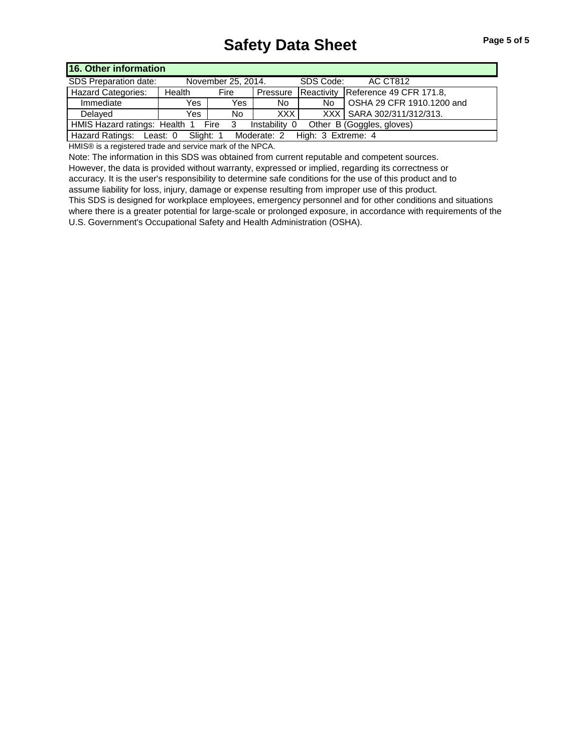# Safety Data Sheet

## 16. Other information

| | | | | | |
|---|---|---|---|---|---|
| SDS Preparation date: | November 25, 2014. | | SDS Code: | AC CT812 | |
| Hazard Categories: | Health | Fire | Pressure | Reactivity | Reference 49 CFR 171.8, |
| Immediate | Yes | Yes | No | No | OSHA 29 CFR 1910.1200 and |
| Delayed | Yes | No | XXX | XXX | SARA 302/311/312/313. |
| HMIS Hazard ratings: Health 1 Fire 3 Instability 0 Other B (Goggles, gloves) | | | | | |
| Hazard Ratings: Least: 0 Slight: 1 Moderate: 2 High: 3 Extreme: 4 | | | | | |

HMIS® is a registered trade and service mark of the NPCA.

Note: The information in this SDS was obtained from current reputable and competent sources. However, the data is provided without warranty, expressed or implied, regarding its correctness or accuracy. It is the user's responsibility to determine safe conditions for the use of this product and to assume liability for loss, injury, damage or expense resulting from improper use of this product. This SDS is designed for workplace employees, emergency personnel and for other conditions and situations where there is a greater potential for large-scale or prolonged exposure, in accordance with requirements of the U.S. Government's Occupational Safety and Health Administration (OSHA).